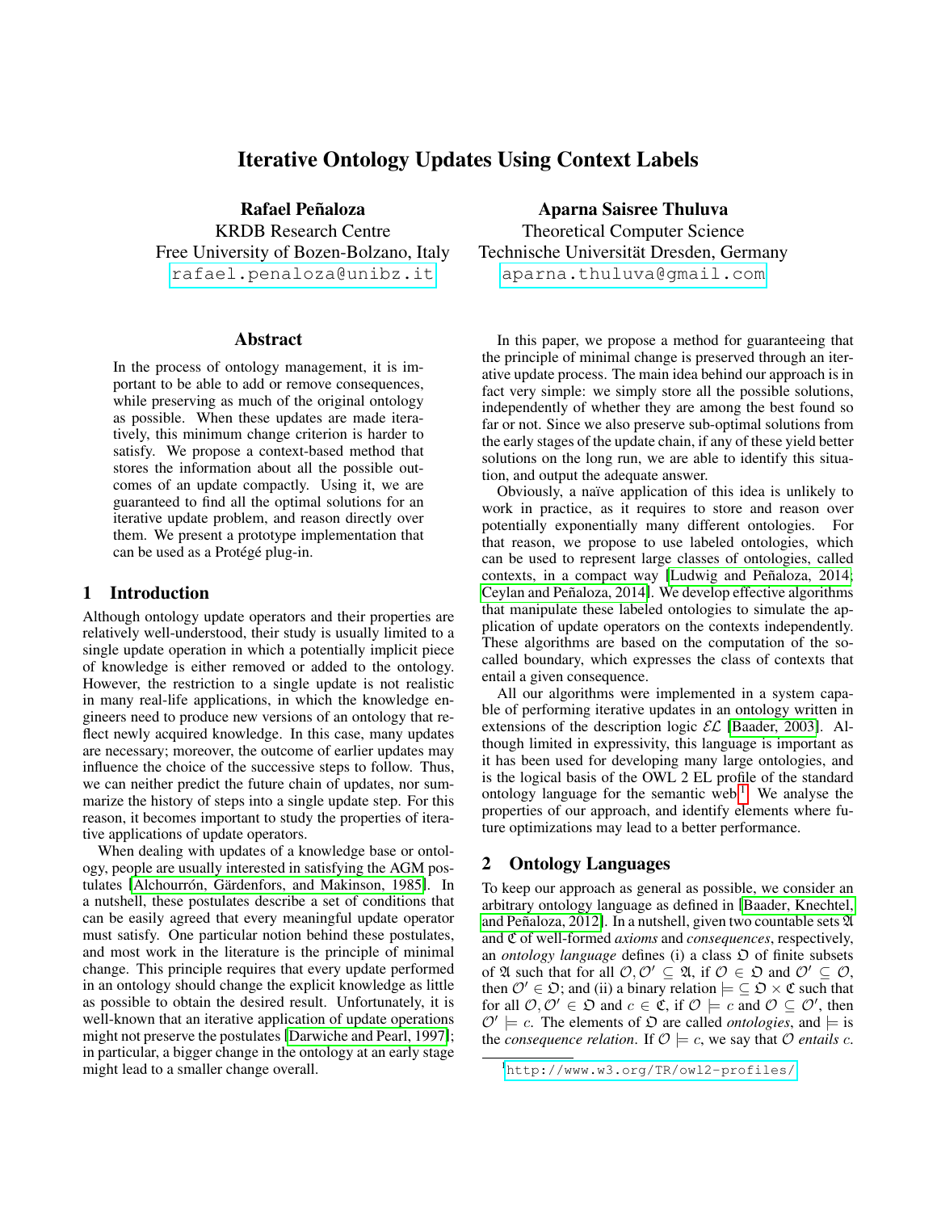# Iterative Ontology Updates Using Context Labels

**Rafael Peñaloza**
KRDB Research Centre
Free University of Bozen-Bolzano, Italy
rafael.penaloza@unibz.it

**Aparna Saisree Thuluva**
Theoretical Computer Science
Technische Universität Dresden, Germany
aparna.thuluva@gmail.com

## Abstract

In the process of ontology management, it is important to be able to add or remove consequences, while preserving as much of the original ontology as possible. When these updates are made iteratively, this minimum change criterion is harder to satisfy. We propose a context-based method that stores the information about all the possible outcomes of an update compactly. Using it, we are guaranteed to find all the optimal solutions for an iterative update problem, and reason directly over them. We present a prototype implementation that can be used as a Protégé plug-in.

## 1 Introduction

Although ontology update operators and their properties are relatively well-understood, their study is usually limited to a single update operation in which a potentially implicit piece of knowledge is either removed or added to the ontology. However, the restriction to a single update is not realistic in many real-life applications, in which the knowledge engineers need to produce new versions of an ontology that reflect newly acquired knowledge. In this case, many updates are necessary; moreover, the outcome of earlier updates may influence the choice of the successive steps to follow. Thus, we can neither predict the future chain of updates, nor summarize the history of steps into a single update step. For this reason, it becomes important to study the properties of iterative applications of update operators.

When dealing with updates of a knowledge base or ontology, people are usually interested in satisfying the AGM postulates [Alchourrón, Gärdenfors, and Makinson, 1985]. In a nutshell, these postulates describe a set of conditions that can be easily agreed that every meaningful update operator must satisfy. One particular notion behind these postulates, and most work in the literature is the principle of minimal change. This principle requires that every update performed in an ontology should change the explicit knowledge as little as possible to obtain the desired result. Unfortunately, it is well-known that an iterative application of update operations might not preserve the postulates [Darwiche and Pearl, 1997]; in particular, a bigger change in the ontology at an early stage might lead to a smaller change overall.

In this paper, we propose a method for guaranteeing that the principle of minimal change is preserved through an iterative update process. The main idea behind our approach is in fact very simple: we simply store all the possible solutions, independently of whether they are among the best found so far or not. Since we also preserve sub-optimal solutions from the early stages of the update chain, if any of these yield better solutions on the long run, we are able to identify this situation, and output the adequate answer.

Obviously, a naïve application of this idea is unlikely to work in practice, as it requires to store and reason over potentially exponentially many different ontologies. For that reason, we propose to use labeled ontologies, which can be used to represent large classes of ontologies, called contexts, in a compact way [Ludwig and Peñaloza, 2014; Ceylan and Peñaloza, 2014]. We develop effective algorithms that manipulate these labeled ontologies to simulate the application of update operators on the contexts independently. These algorithms are based on the computation of the so-called boundary, which expresses the class of contexts that entail a given consequence.

All our algorithms were implemented in a system capable of performing iterative updates in an ontology written in extensions of the description logic $\mathcal{EL}$ [Baader, 2003]. Although limited in expressivity, this language is important as it has been used for developing many large ontologies, and is the logical basis of the OWL 2 EL profile of the standard ontology language for the semantic web[1]. We analyse the properties of our approach, and identify elements where future optimizations may lead to a better performance.

## 2 Ontology Languages

To keep our approach as general as possible, we consider an arbitrary ontology language as defined in [Baader, Knechtel, and Peñaloza, 2012]. In a nutshell, given two countable sets $\mathfrak{A}$ and $\mathfrak{C}$ of well-formed *axioms* and *consequences*, respectively, an *ontology language* defines (i) a class $\mathfrak{O}$ of finite subsets of $\mathfrak{A}$ such that for all $\mathcal{O}, \mathcal{O}' \subseteq \mathfrak{A}$, if $\mathcal{O} \in \mathfrak{O}$ and $\mathcal{O}' \subseteq \mathcal{O}$, then $\mathcal{O}' \in \mathfrak{O}$; and (ii) a binary relation $\models \subseteq \mathfrak{O} \times \mathfrak{C}$ such that for all $\mathcal{O}, \mathcal{O}' \in \mathfrak{O}$ and $c \in \mathfrak{C}$, if $\mathcal{O} \models c$ and $\mathcal{O} \subseteq \mathcal{O}'$, then $\mathcal{O}' \models c$. The elements of $\mathfrak{O}$ are called *ontologies*, and $\models$ is the *consequence relation*. If $\mathcal{O} \models c$, we say that $\mathcal{O}$ *entails* $c$.

[1] http://www.w3.org/TR/owl2-profiles/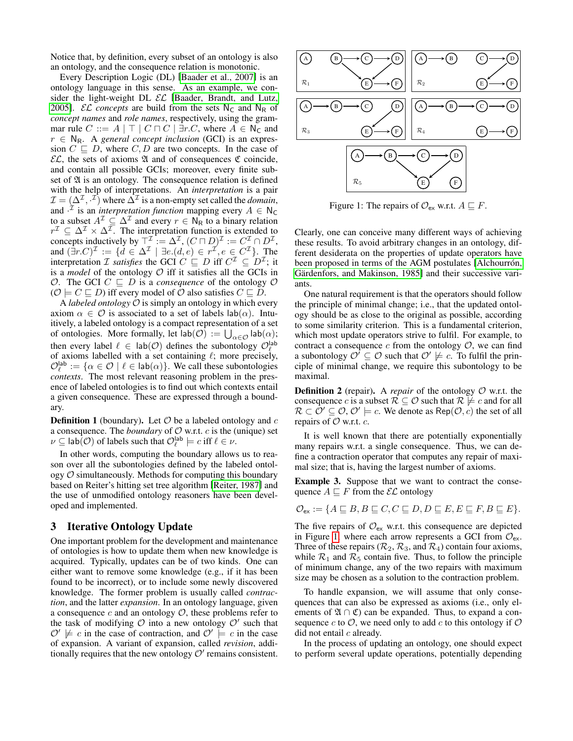Notice that, by definition, every subset of an ontology is also an ontology, and the consequence relation is monotonic.

Every Description Logic (DL) [Baader et al., 2007] is an ontology language in this sense. As an example, we consider the light-weight DL $\mathcal{EL}$ [Baader, Brandt, and Lutz, 2005]. $\mathcal{EL}$ *concepts* are build from the sets $\mathsf{N_C}$ and $\mathsf{N_R}$ of *concept names* and *role names*, respectively, using the grammar rule $C ::= A \mid \top \mid C \sqcap C \mid \exists r.C$, where $A \in \mathsf{N_C}$ and $r \in \mathsf{N_R}$. A *general concept inclusion* (GCI) is an expression $C \sqsubseteq D$, where $C, D$ are two concepts. In the case of $\mathcal{EL}$, the sets of axioms $\mathfrak{A}$ and of consequences $\mathfrak{C}$ coincide, and contain all possible GCIs; moreover, every finite subset of $\mathfrak{A}$ is an ontology. The consequence relation is defined with the help of interpretations. An *interpretation* is a pair $\mathcal{I} = (\Delta^\mathcal{I}, \cdot^\mathcal{I})$ where $\Delta^\mathcal{I}$ is a non-empty set called the *domain*, and $\cdot^\mathcal{I}$ is an *interpretation function* mapping every $A \in \mathsf{N_C}$ to a subset $A^\mathcal{I} \subseteq \Delta^\mathcal{I}$ and every $r \in \mathsf{N_R}$ to a binary relation $r^\mathcal{I} \subseteq \Delta^\mathcal{I} \times \Delta^\mathcal{I}$. The interpretation function is extended to concepts inductively by $\top^\mathcal{I} := \Delta^\mathcal{I}$, $(C \sqcap D)^\mathcal{I} := C^\mathcal{I} \cap D^\mathcal{I}$, and $(\exists r.C)^\mathcal{I} := \{d \in \Delta^\mathcal{I} \mid \exists e.(d, e) \in r^\mathcal{I}, e \in C^\mathcal{I}\}$. The interpretation $\mathcal{I}$ *satisfies* the GCI $C \sqsubseteq D$ iff $C^\mathcal{I} \subseteq D^\mathcal{I}$; it is a *model* of the ontology $\mathcal{O}$ iff it satisfies all the GCIs in $\mathcal{O}$. The GCI $C \sqsubseteq D$ is a *consequence* of the ontology $\mathcal{O}$ ($\mathcal{O} \models C \sqsubseteq D$) iff every model of $\mathcal{O}$ also satisfies $C \sqsubseteq D$.

A *labeled ontology* $\mathcal{O}$ is simply an ontology in which every axiom $\alpha \in \mathcal{O}$ is associated to a set of labels $\mathsf{lab}(\alpha)$. Intuitively, a labeled ontology is a compact representation of a set of ontologies. More formally, let $\mathsf{lab}(\mathcal{O}) := \bigcup_{\alpha \in \mathcal{O}} \mathsf{lab}(\alpha)$; then every label $\ell \in \mathsf{lab}(\mathcal{O})$ defines the subontology $\mathcal{O}^{\mathsf{lab}}_\ell$ of axioms labelled with a set containing $\ell$; more precisely, $\mathcal{O}^{\mathsf{lab}}_\ell := \{\alpha \in \mathcal{O} \mid \ell \in \mathsf{lab}(\alpha)\}$. We call these subontologies *contexts*. The most relevant reasoning problem in the presence of labeled ontologies is to find out which contexts entail a given consequence. These are expressed through a boundary.

**Definition 1** (boundary)**.** Let $\mathcal{O}$ be a labeled ontology and $c$ a consequence. The *boundary* of $\mathcal{O}$ w.r.t. $c$ is the (unique) set $\nu \subseteq \mathsf{lab}(\mathcal{O})$ of labels such that $\mathcal{O}^{\mathsf{lab}}_\ell \models c$ iff $\ell \in \nu$.

In other words, computing the boundary allows us to reason over all the subontologies defined by the labeled ontology $\mathcal{O}$ simultaneously. Methods for computing this boundary based on Reiter's hitting set tree algorithm [Reiter, 1987] and the use of unmodified ontology reasoners have been developed and implemented.

## 3 Iterative Ontology Update

One important problem for the development and maintenance of ontologies is how to update them when new knowledge is acquired. Typically, updates can be of two kinds. One can either want to remove some knowledge (e.g., if it has been found to be incorrect), or to include some newly discovered knowledge. The former problem is usually called *contraction*, and the latter *expansion*. In an ontology language, given a consequence $c$ and an ontology $\mathcal{O}$, these problems refer to the task of modifying $\mathcal{O}$ into a new ontology $\mathcal{O}'$ such that $\mathcal{O}' \not\models c$ in the case of contraction, and $\mathcal{O}' \models c$ in the case of expansion. A variant of expansion, called *revision*, additionally requires that the new ontology $\mathcal{O}'$ remains consistent.

Figure 1: The repairs of $\mathcal{O}_{\mathsf{ex}}$ w.r.t. $A \sqsubseteq F$.

Clearly, one can conceive many different ways of achieving these results. To avoid arbitrary changes in an ontology, different desiderata on the properties of update operators have been proposed in terms of the AGM postulates [Alchourrón, Gärdenfors, and Makinson, 1985] and their successive variants.

One natural requirement is that the operators should follow the principle of minimal change; i.e., that the updated ontology should be as close to the original as possible, according to some similarity criterion. This is a fundamental criterion, which most update operators strive to fulfil. For example, to contract a consequence $c$ from the ontology $\mathcal{O}$, we can find a subontology $\mathcal{O}' \subseteq \mathcal{O}$ such that $\mathcal{O}' \not\models c$. To fulfil the principle of minimal change, we require this subontology to be maximal.

**Definition 2** (repair)**.** A *repair* of the ontology $\mathcal{O}$ w.r.t. the consequence $c$ is a subset $\mathcal{R} \subseteq \mathcal{O}$ such that $\mathcal{R} \not\models c$ and for all $\mathcal{R} \subset \mathcal{O}' \subseteq \mathcal{O}$, $\mathcal{O}' \models c$. We denote as $\mathsf{Rep}(\mathcal{O}, c)$ the set of all repairs of $\mathcal{O}$ w.r.t. $c$.

It is well known that there are potentially exponentially many repairs w.r.t. a single consequence. Thus, we can define a contraction operator that computes any repair of maximal size; that is, having the largest number of axioms.

**Example 3.** Suppose that we want to contract the consequence $A \sqsubseteq F$ from the $\mathcal{EL}$ ontology

$$\mathcal{O}_{\mathsf{ex}} := \{A \sqsubseteq B, B \sqsubseteq C, C \sqsubseteq D, D \sqsubseteq E, E \sqsubseteq F, B \sqsubseteq E\}.$$

The five repairs of $\mathcal{O}_{\mathsf{ex}}$ w.r.t. this consequence are depicted in Figure 1, where each arrow represents a GCI from $\mathcal{O}_{\mathsf{ex}}$. Three of these repairs ($\mathcal{R}_2$, $\mathcal{R}_3$, and $\mathcal{R}_4$) contain four axioms, while $\mathcal{R}_1$ and $\mathcal{R}_5$ contain five. Thus, to follow the principle of minimum change, any of the two repairs with maximum size may be chosen as a solution to the contraction problem.

To handle expansion, we will assume that only consequences that can also be expressed as axioms (i.e., only elements of $\mathfrak{A} \cap \mathfrak{C}$) can be expanded. Thus, to expand a consequence $c$ to $\mathcal{O}$, we need only to add $c$ to this ontology if $\mathcal{O}$ did not entail $c$ already.

In the process of updating an ontology, one should expect to perform several update operations, potentially depending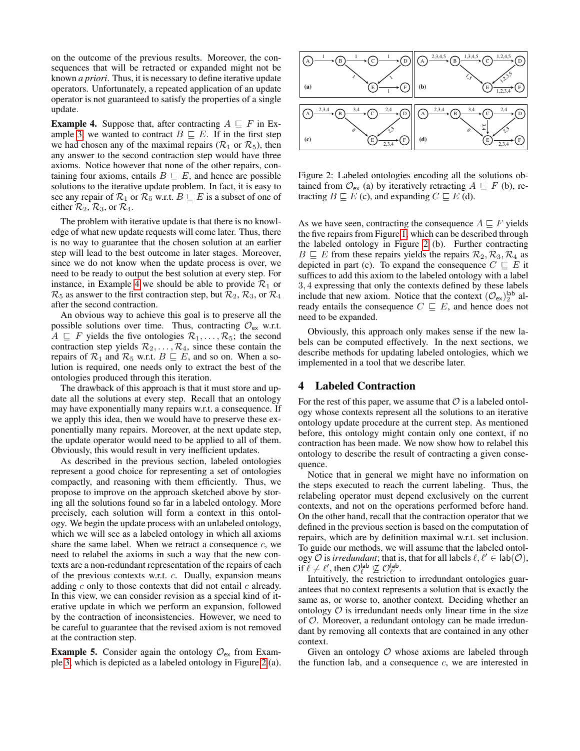on the outcome of the previous results. Moreover, the consequences that will be retracted or expanded might not be known *a priori*. Thus, it is necessary to define iterative update operators. Unfortunately, a repeated application of an update operator is not guaranteed to satisfy the properties of a single update.

**Example 4.** Suppose that, after contracting $A \sqsubseteq F$ in Example 3, we wanted to contract $B \sqsubseteq E$. If in the first step we had chosen any of the maximal repairs ($\mathcal{R}_1$ or $\mathcal{R}_5$), then any answer to the second contraction step would have three axioms. Notice however that none of the other repairs, containing four axioms, entails $B \sqsubseteq E$, and hence are possible solutions to the iterative update problem. In fact, it is easy to see any repair of $\mathcal{R}_1$ or $\mathcal{R}_5$ w.r.t. $B \sqsubseteq E$ is a subset of one of either $\mathcal{R}_2$, $\mathcal{R}_3$, or $\mathcal{R}_4$.

The problem with iterative update is that there is no knowledge of what new update requests will come later. Thus, there is no way to guarantee that the chosen solution at an earlier step will lead to the best outcome in later stages. Moreover, since we do not know when the update process is over, we need to be ready to output the best solution at every step. For instance, in Example 4 we should be able to provide $\mathcal{R}_1$ or $\mathcal{R}_5$ as answer to the first contraction step, but $\mathcal{R}_2, \mathcal{R}_3$, or $\mathcal{R}_4$ after the second contraction.

An obvious way to achieve this goal is to preserve all the possible solutions over time. Thus, contracting $\mathcal{O}_{\mathsf{ex}}$ w.r.t. $A \sqsubseteq F$ yields the five ontologies $\mathcal{R}_1, \ldots, \mathcal{R}_5$; the second contraction step yields $\mathcal{R}_2, \ldots, \mathcal{R}_4$, since these contain the repairs of $\mathcal{R}_1$ and $\mathcal{R}_5$ w.r.t. $B \sqsubseteq E$, and so on. When a solution is required, one needs only to extract the best of the ontologies produced through this iteration.

The drawback of this approach is that it must store and update all the solutions at every step. Recall that an ontology may have exponentially many repairs w.r.t. a consequence. If we apply this idea, then we would have to preserve these exponentially many repairs. Moreover, at the next update step, the update operator would need to be applied to all of them. Obviously, this would result in very inefficient updates.

As described in the previous section, labeled ontologies represent a good choice for representing a set of ontologies compactly, and reasoning with them efficiently. Thus, we propose to improve on the approach sketched above by storing all the solutions found so far in a labeled ontology. More precisely, each solution will form a context in this ontology. We begin the update process with an unlabeled ontology, which we will see as a labeled ontology in which all axioms share the same label. When we retract a consequence $c$, we need to relabel the axioms in such a way that the new contexts are a non-redundant representation of the repairs of each of the previous contexts w.r.t. $c$. Dually, expansion means adding $c$ only to those contexts that did not entail $c$ already. In this view, we can consider revision as a special kind of iterative update in which we perform an expansion, followed by the contraction of inconsistencies. However, we need to be careful to guarantee that the revised axiom is not removed at the contraction step.

**Example 5.** Consider again the ontology $\mathcal{O}_{\mathsf{ex}}$ from Example 3, which is depicted as a labeled ontology in Figure 2 (a).

Figure 2: Labeled ontologies encoding all the solutions obtained from $\mathcal{O}_{\mathsf{ex}}$ (a) by iteratively retracting $A \sqsubseteq F$ (b), retracting $B \sqsubseteq E$ (c), and expanding $C \sqsubseteq E$ (d).

As we have seen, contracting the consequence $A \sqsubseteq F$ yields the five repairs from Figure 1, which can be described through the labeled ontology in Figure 2 (b). Further contracting $B \sqsubseteq E$ from these repairs yields the repairs $\mathcal{R}_2, \mathcal{R}_3, \mathcal{R}_4$ as depicted in part (c). To expand the consequence $C \sqsubseteq E$ it suffices to add this axiom to the labeled ontology with a label $3, 4$ expressing that only the contexts defined by these labels include that new axiom. Notice that the context $(\mathcal{O}_{\mathsf{ex}})_2^{\mathsf{lab}}$ already entails the consequence $C \sqsubseteq E$, and hence does not need to be expanded.

Obviously, this approach only makes sense if the new labels can be computed effectively. In the next sections, we describe methods for updating labeled ontologies, which we implemented in a tool that we describe later.

## 4 Labeled Contraction

For the rest of this paper, we assume that $\mathcal{O}$ is a labeled ontology whose contexts represent all the solutions to an iterative ontology update procedure at the current step. As mentioned before, this ontology might contain only one context, if no contraction has been made. We now show how to relabel this ontology to describe the result of contracting a given consequence.

Notice that in general we might have no information on the steps executed to reach the current labeling. Thus, the relabeling operator must depend exclusively on the current contexts, and not on the operations performed before hand. On the other hand, recall that the contraction operator that we defined in the previous section is based on the computation of repairs, which are by definition maximal w.r.t. set inclusion. To guide our methods, we will assume that the labeled ontology $\mathcal{O}$ is *irredundant*; that is, that for all labels $\ell, \ell' \in \mathsf{lab}(\mathcal{O})$, if $\ell \neq \ell'$, then $\mathcal{O}_\ell^{\mathsf{lab}} \not\subseteq \mathcal{O}_{\ell'}^{\mathsf{lab}}$.

Intuitively, the restriction to irredundant ontologies guarantees that no context represents a solution that is exactly the same as, or worse to, another context. Deciding whether an ontology $\mathcal{O}$ is irredundant needs only linear time in the size of $\mathcal{O}$. Moreover, a redundant ontology can be made irredundant by removing all contexts that are contained in any other context.

Given an ontology $\mathcal{O}$ whose axioms are labeled through the function $\mathsf{lab}$, and a consequence $c$, we are interested in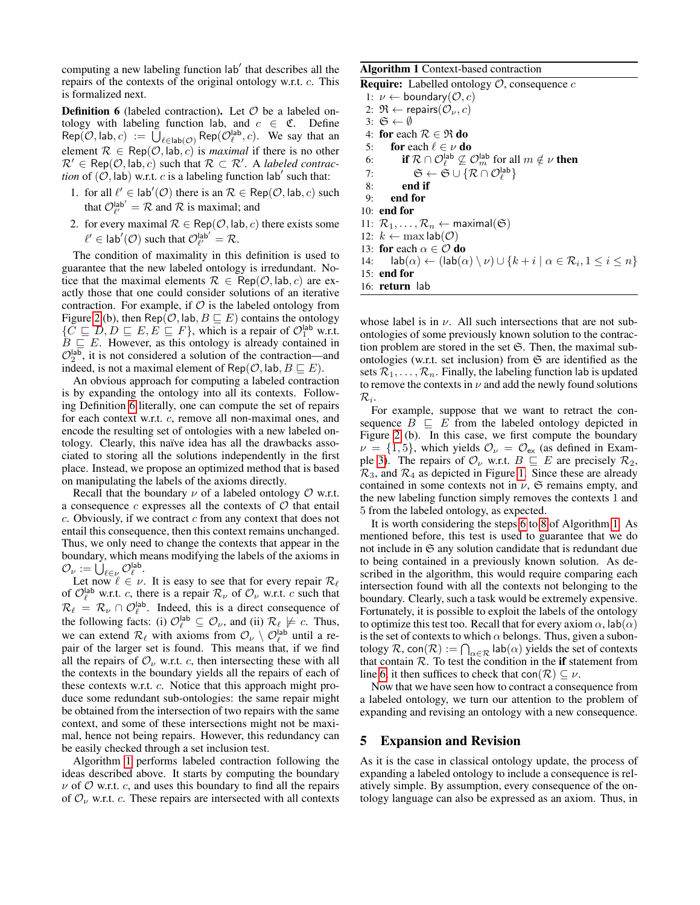computing a new labeling function $\mathsf{lab}'$ that describes all the repairs of the contexts of the original ontology w.r.t. $c$. This is formalized next.

**Definition 6** (labeled contraction)**.** Let $\mathcal{O}$ be a labeled ontology with labeling function $\mathsf{lab}$, and $c \in \mathfrak{C}$. Define $\mathsf{Rep}(\mathcal{O}, \mathsf{lab}, c) := \bigcup_{\ell \in \mathsf{lab}(\mathcal{O})} \mathsf{Rep}(\mathcal{O}_\ell^{\mathsf{lab}}, c)$. We say that an element $\mathcal{R} \in \mathsf{Rep}(\mathcal{O}, \mathsf{lab}, c)$ is *maximal* if there is no other $\mathcal{R}' \in \mathsf{Rep}(\mathcal{O}, \mathsf{lab}, c)$ such that $\mathcal{R} \subset \mathcal{R}'$. A *labeled contraction* of $(\mathcal{O}, \mathsf{lab})$ w.r.t. $c$ is a labeling function $\mathsf{lab}'$ such that:

1. for all $\ell' \in \mathsf{lab}'(\mathcal{O})$ there is an $\mathcal{R} \in \mathsf{Rep}(\mathcal{O}, \mathsf{lab}, c)$ such that $\mathcal{O}_{\ell'}^{\mathsf{lab}'} = \mathcal{R}$ and $\mathcal{R}$ is maximal; and
2. for every maximal $\mathcal{R} \in \mathsf{Rep}(\mathcal{O}, \mathsf{lab}, c)$ there exists some $\ell' \in \mathsf{lab}'(\mathcal{O})$ such that $\mathcal{O}_{\ell'}^{\mathsf{lab}'} = \mathcal{R}$.

The condition of maximality in this definition is used to guarantee that the new labeled ontology is irredundant. Notice that the maximal elements $\mathcal{R} \in \mathsf{Rep}(\mathcal{O}, \mathsf{lab}, c)$ are exactly those that one could consider solutions of an iterative contraction. For example, if $\mathcal{O}$ is the labeled ontology from Figure 2 (b), then $\mathsf{Rep}(\mathcal{O}, \mathsf{lab}, B \sqsubseteq E)$ contains the ontology $\{C \sqsubseteq D, D \sqsubseteq E, E \sqsubseteq F\}$, which is a repair of $\mathcal{O}_1^{\mathsf{lab}}$ w.r.t. $B \sqsubseteq E$. However, as this ontology is already contained in $\mathcal{O}_2^{\mathsf{lab}}$, it is not considered a solution of the contraction—and indeed, is not a maximal element of $\mathsf{Rep}(\mathcal{O}, \mathsf{lab}, B \sqsubseteq E)$.

An obvious approach for computing a labeled contraction is by expanding the ontology into all its contexts. Following Definition 6 literally, one can compute the set of repairs for each context w.r.t. $c$, remove all non-maximal ones, and encode the resulting set of ontologies with a new labeled ontology. Clearly, this naïve idea has all the drawbacks associated to storing all the solutions independently in the first place. Instead, we propose an optimized method that is based on manipulating the labels of the axioms directly.

Recall that the boundary $\nu$ of a labeled ontology $\mathcal{O}$ w.r.t. a consequence $c$ expresses all the contexts of $\mathcal{O}$ that entail $c$. Obviously, if we contract $c$ from any context that does not entail this consequence, then this context remains unchanged. Thus, we only need to change the contexts that appear in the boundary, which means modifying the labels of the axioms in $\mathcal{O}_\nu := \bigcup_{\ell \in \nu} \mathcal{O}_\ell^{\mathsf{lab}}$.

Let now $\ell \in \nu$. It is easy to see that for every repair $\mathcal{R}_\ell$ of $\mathcal{O}_\ell^{\mathsf{lab}}$ w.r.t. $c$, there is a repair $\mathcal{R}_\nu$ of $\mathcal{O}_\nu$ w.r.t. $c$ such that $\mathcal{R}_\ell = \mathcal{R}_\nu \cap \mathcal{O}_\ell^{\mathsf{lab}}$. Indeed, this is a direct consequence of the following facts: (i) $\mathcal{O}_\ell^{\mathsf{lab}} \subseteq \mathcal{O}_\nu$, and (ii) $\mathcal{R}_\ell \not\models c$. Thus, we can extend $\mathcal{R}_\ell$ with axioms from $\mathcal{O}_\nu \setminus \mathcal{O}_\ell^{\mathsf{lab}}$ until a repair of the larger set is found. This means that, if we find all the repairs of $\mathcal{O}_\nu$ w.r.t. $c$, then intersecting these with all the contexts in the boundary yields all the repairs of each of these contexts w.r.t. $c$. Notice that this approach might produce some redundant sub-ontologies: the same repair might be obtained from the intersection of two repairs with the same context, and some of these intersections might not be maximal, hence not being repairs. However, this redundancy can be easily checked through a set inclusion test.

Algorithm 1 performs labeled contraction following the ideas described above. It starts by computing the boundary $\nu$ of $\mathcal{O}$ w.r.t. $c$, and uses this boundary to find all the repairs of $\mathcal{O}_\nu$ w.r.t. $c$. These repairs are intersected with all contexts

**Algorithm 1** Context-based contraction

```
Require: Labelled ontology O, consequence c
 1: ν ← boundary(O, c)
 2: ℜ ← repairs(O_ν, c)
 3: 𝔖 ← ∅
 4: for each R ∈ ℜ do
 5:   for each ℓ ∈ ν do
 6:     if R ∩ O_ℓ^lab ⊈ O_m^lab for all m ∉ ν then
 7:       𝔖 ← 𝔖 ∪ {R ∩ O_ℓ^lab}
 8:     end if
 9:   end for
10: end for
11: R_1, ..., R_n ← maximal(𝔖)
12: k ← max lab(O)
13: for each α ∈ O do
14:   lab(α) ← (lab(α) \ ν) ∪ {k + i | α ∈ R_i, 1 ≤ i ≤ n}
15: end for
16: return lab
```

whose label is in $\nu$. All such intersections that are not sub-ontologies of some previously known solution to the contraction problem are stored in the set $\mathfrak{S}$. Then, the maximal sub-ontologies (w.r.t. set inclusion) from $\mathfrak{S}$ are identified as the sets $\mathcal{R}_1, \ldots, \mathcal{R}_n$. Finally, the labeling function $\mathsf{lab}$ is updated to remove the contexts in $\nu$ and add the newly found solutions $\mathcal{R}_i$.

For example, suppose that we want to retract the consequence $B \sqsubseteq E$ from the labeled ontology depicted in Figure 2 (b). In this case, we first compute the boundary $\nu = \{1, 5\}$, which yields $\mathcal{O}_\nu = \mathcal{O}_{\mathsf{ex}}$ (as defined in Example 3). The repairs of $\mathcal{O}_\nu$ w.r.t. $B \sqsubseteq E$ are precisely $\mathcal{R}_2$, $\mathcal{R}_3$, and $\mathcal{R}_4$ as depicted in Figure 1. Since these are already contained in some contexts not in $\nu$, $\mathfrak{S}$ remains empty, and the new labeling function simply removes the contexts 1 and 5 from the labeled ontology, as expected.

It is worth considering the steps 6 to 8 of Algorithm 1. As mentioned before, this test is used to guarantee that we do not include in $\mathfrak{S}$ any solution candidate that is redundant due to being contained in a previously known solution. As described in the algorithm, this would require comparing each intersection found with all the contexts not belonging to the boundary. Clearly, such a task would be extremely expensive. Fortunately, it is possible to exploit the labels of the ontology to optimize this test too. Recall that for every axiom $\alpha$, $\mathsf{lab}(\alpha)$ is the set of contexts to which $\alpha$ belongs. Thus, given a subontology $\mathcal{R}$, $\mathsf{con}(\mathcal{R}) := \bigcap_{\alpha \in \mathcal{R}} \mathsf{lab}(\alpha)$ yields the set of contexts that contain $\mathcal{R}$. To test the condition in the **if** statement from line 6, it then suffices to check that $\mathsf{con}(\mathcal{R}) \subseteq \nu$.

Now that we have seen how to contract a consequence from a labeled ontology, we turn our attention to the problem of expanding and revising an ontology with a new consequence.

## 5 Expansion and Revision

As it is the case in classical ontology update, the process of expanding a labeled ontology to include a consequence is relatively simple. By assumption, every consequence of the ontology language can also be expressed as an axiom. Thus, in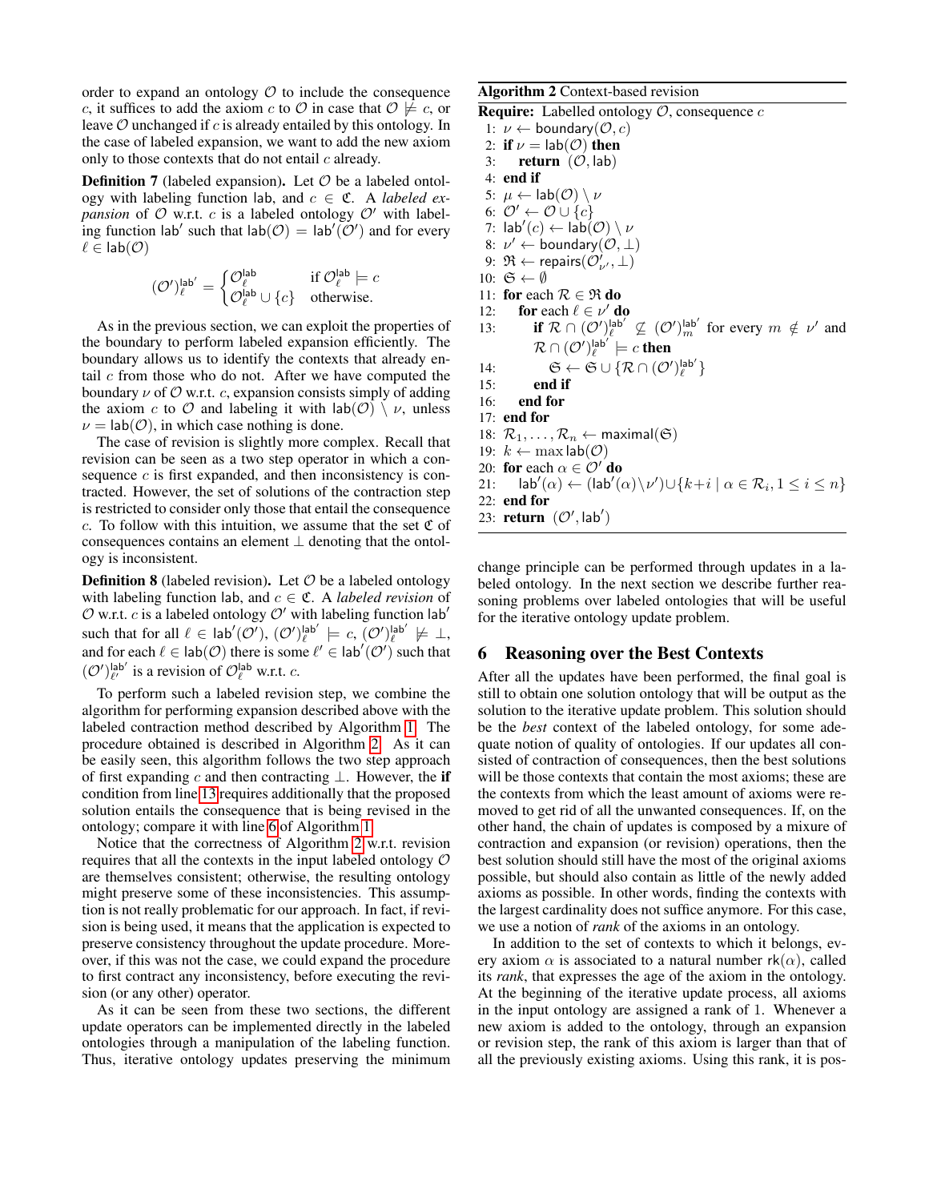order to expand an ontology $\mathcal{O}$ to include the consequence $c$, it suffices to add the axiom $c$ to $\mathcal{O}$ in case that $\mathcal{O} \not\models c$, or leave $\mathcal{O}$ unchanged if $c$ is already entailed by this ontology. In the case of labeled expansion, we want to add the new axiom only to those contexts that do not entail $c$ already.

**Definition 7** (labeled expansion)**.** Let $\mathcal{O}$ be a labeled ontology with labeling function $\mathsf{lab}$, and $c \in \mathfrak{C}$. A *labeled expansion* of $\mathcal{O}$ w.r.t. $c$ is a labeled ontology $\mathcal{O}'$ with labeling function $\mathsf{lab}'$ such that $\mathsf{lab}(\mathcal{O}) = \mathsf{lab}'(\mathcal{O}')$ and for every $\ell \in \mathsf{lab}(\mathcal{O})$

$$(\mathcal{O}')^{\mathsf{lab}'}_{\ell} = \begin{cases} \mathcal{O}^{\mathsf{lab}}_{\ell} & \text{if } \mathcal{O}^{\mathsf{lab}}_{\ell} \models c \\ \mathcal{O}^{\mathsf{lab}}_{\ell} \cup \{c\} & \text{otherwise.} \end{cases}$$

As in the previous section, we can exploit the properties of the boundary to perform labeled expansion efficiently. The boundary allows us to identify the contexts that already entail $c$ from those who do not. After we have computed the boundary $\nu$ of $\mathcal{O}$ w.r.t. $c$, expansion consists simply of adding the axiom $c$ to $\mathcal{O}$ and labeling it with $\mathsf{lab}(\mathcal{O}) \setminus \nu$, unless $\nu = \mathsf{lab}(\mathcal{O})$, in which case nothing is done.

The case of revision is slightly more complex. Recall that revision can be seen as a two step operator in which a consequence $c$ is first expanded, and then inconsistency is contracted. However, the set of solutions of the contraction step is restricted to consider only those that entail the consequence $c$. To follow with this intuition, we assume that the set $\mathfrak{C}$ of consequences contains an element $\bot$ denoting that the ontology is inconsistent.

**Definition 8** (labeled revision)**.** Let $\mathcal{O}$ be a labeled ontology with labeling function $\mathsf{lab}$, and $c \in \mathfrak{C}$. A *labeled revision* of $\mathcal{O}$ w.r.t. $c$ is a labeled ontology $\mathcal{O}'$ with labeling function $\mathsf{lab}'$ such that for all $\ell \in \mathsf{lab}'(\mathcal{O}')$, $(\mathcal{O}')^{\mathsf{lab}'}_{\ell} \models c$, $(\mathcal{O}')^{\mathsf{lab}'}_{\ell} \not\models \bot$, and for each $\ell \in \mathsf{lab}(\mathcal{O})$ there is some $\ell' \in \mathsf{lab}'(\mathcal{O}')$ such that $(\mathcal{O}')^{\mathsf{lab}'}_{\ell'}$ is a revision of $\mathcal{O}^{\mathsf{lab}}_{\ell}$ w.r.t. $c$.

To perform such a labeled revision step, we combine the algorithm for performing expansion described above with the labeled contraction method described by Algorithm 1. The procedure obtained is described in Algorithm 2. As it can be easily seen, this algorithm follows the two step approach of first expanding $c$ and then contracting $\bot$. However, the **if** condition from line 13 requires additionally that the proposed solution entails the consequence that is being revised in the ontology; compare it with line 6 of Algorithm 1.

Notice that the correctness of Algorithm 2 w.r.t. revision requires that all the contexts in the input labeled ontology $\mathcal{O}$ are themselves consistent; otherwise, the resulting ontology might preserve some of these inconsistencies. This assumption is not really problematic for our approach. In fact, if revision is being used, it means that the application is expected to preserve consistency throughout the update procedure. Moreover, if this was not the case, we could expand the procedure to first contract any inconsistency, before executing the revision (or any other) operator.

As it can be seen from these two sections, the different update operators can be implemented directly in the labeled ontologies through a manipulation of the labeling function. Thus, iterative ontology updates preserving the minimum

**Algorithm 2** Context-based revision

```
Require: Labelled ontology O, consequence c
 1: ν ← boundary(O, c)
 2: if ν = lab(O) then
 3:     return (O, lab)
 4: end if
 5: μ ← lab(O) \ ν
 6: O' ← O ∪ {c}
 7: lab'(c) ← lab(O) \ ν
 8: ν' ← boundary(O, ⊥)
 9: 𝔑 ← repairs(O'_ν', ⊥)
10: 𝔖 ← ∅
11: for each R ∈ 𝔑 do
12:     for each ℓ ∈ ν' do
13:         if R ∩ (O')^lab'_ℓ ⊈ (O')^lab'_m for every m ∉ ν' and
            R ∩ (O')^lab'_ℓ ⊨ c then
14:             𝔖 ← 𝔖 ∪ {R ∩ (O')^lab'_ℓ}
15:         end if
16:     end for
17: end for
18: R_1, ..., R_n ← maximal(𝔖)
19: k ← max lab(O)
20: for each α ∈ O' do
21:     lab'(α) ← (lab'(α) \ ν') ∪ {k+i | α ∈ R_i, 1 ≤ i ≤ n}
22: end for
23: return (O', lab')
```

change principle can be performed through updates in a labeled ontology. In the next section we describe further reasoning problems over labeled ontologies that will be useful for the iterative ontology update problem.

## 6 Reasoning over the Best Contexts

After all the updates have been performed, the final goal is still to obtain one solution ontology that will be output as the solution to the iterative update problem. This solution should be the *best* context of the labeled ontology, for some adequate notion of quality of ontologies. If our updates all consisted of contraction of consequences, then the best solutions will be those contexts that contain the most axioms; these are the contexts from which the least amount of axioms were removed to get rid of all the unwanted consequences. If, on the other hand, the chain of updates is composed by a mixture of contraction and expansion (or revision) operations, then the best solution should still have the most of the original axioms possible, but should also contain as little of the newly added axioms as possible. In other words, finding the contexts with the largest cardinality does not suffice anymore. For this case, we use a notion of *rank* of the axioms in an ontology.

In addition to the set of contexts to which it belongs, every axiom $\alpha$ is associated to a natural number $\mathsf{rk}(\alpha)$, called its *rank*, that expresses the age of the axiom in the ontology. At the beginning of the iterative update process, all axioms in the input ontology are assigned a rank of 1. Whenever a new axiom is added to the ontology, through an expansion or revision step, the rank of this axiom is larger than that of all the previously existing axioms. Using this rank, it is pos-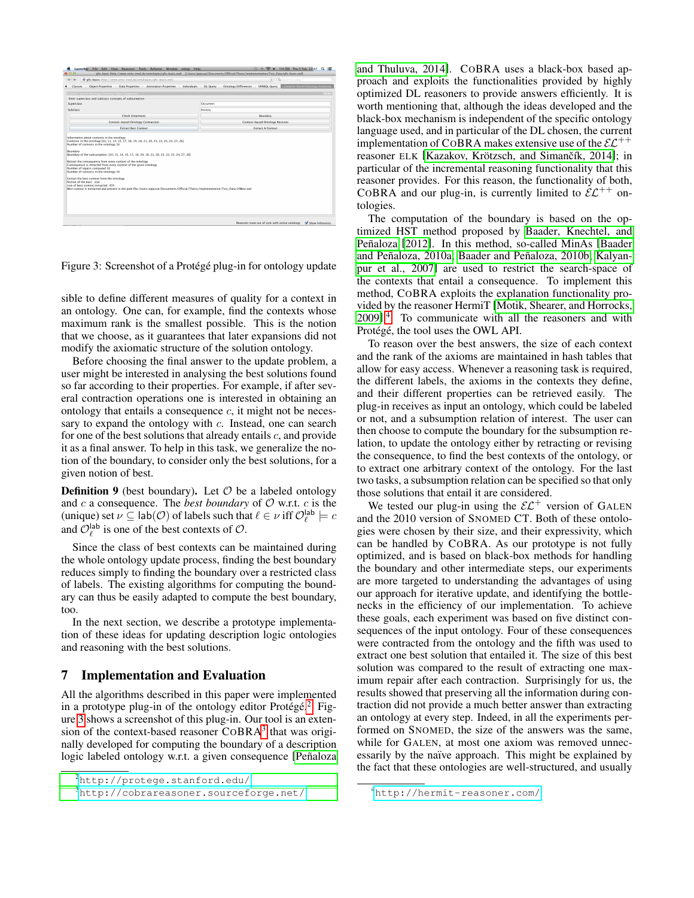Figure 3: Screenshot of a Protégé plug-in for ontology update

sible to define different measures of quality for a context in an ontology. One can, for example, find the contexts whose maximum rank is the smallest possible. This is the notion that we choose, as it guarantees that later expansions did not modify the axiomatic structure of the solution ontology.

Before choosing the final answer to the update problem, a user might be interested in analysing the best solutions found so far according to their properties. For example, if after several contraction operations one is interested in obtaining an ontology that entails a consequence $c$, it might not be necessary to expand the ontology with $c$. Instead, one can search for one of the best solutions that already entails $c$, and provide it as a final answer. To help in this task, we generalize the notion of the boundary, to consider only the best solutions, for a given notion of best.

**Definition 9** (best boundary). Let $\mathcal{O}$ be a labeled ontology and $c$ a consequence. The *best boundary* of $\mathcal{O}$ w.r.t. $c$ is the (unique) set $\nu \subseteq \mathsf{lab}(\mathcal{O})$ of labels such that $\ell \in \nu$ iff $\mathcal{O}_\ell^{\mathsf{lab}} \models c$ and $\mathcal{O}_\ell^{\mathsf{lab}}$ is one of the best contexts of $\mathcal{O}$.

Since the class of best contexts can be maintained during the whole ontology update process, finding the best boundary reduces simply to finding the boundary over a restricted class of labels. The existing algorithms for computing the boundary can thus be easily adapted to compute the best boundary, too.

In the next section, we describe a prototype implementation of these ideas for updating description logic ontologies and reasoning with the best solutions.

## 7 Implementation and Evaluation

All the algorithms described in this paper were implemented in a prototype plug-in of the ontology editor Protégé.[2] Figure 3 shows a screenshot of this plug-in. Our tool is an extension of the context-based reasoner CoBRA[3] that was originally developed for computing the boundary of a description logic labeled ontology w.r.t. a given consequence [Peñaloza and Thuluva, 2014]. CoBRA uses a black-box based approach and exploits the functionalities provided by highly optimized DL reasoners to provide answers efficiently. It is worth mentioning that, although the ideas developed and the black-box mechanism is independent of the specific ontology language used, and in particular of the DL chosen, the current implementation of CoBRA makes extensive use of the $\mathcal{EL}^{++}$ reasoner ELK [Kazakov, Krötzsch, and Simančík, 2014]; in particular of the incremental reasoning functionality that this reasoner provides. For this reason, the functionality of both, CoBRA and our plug-in, is currently limited to $\mathcal{EL}^{++}$ ontologies.

The computation of the boundary is based on the optimized HST method proposed by Baader, Knechtel, and Peñaloza [2012]. In this method, so-called MinAs [Baader and Peñaloza, 2010a; Baader and Peñaloza, 2010b; Kalyanpur et al., 2007] are used to restrict the search-space of the contexts that entail a consequence. To implement this method, CoBRA exploits the explanation functionality provided by the reasoner HermiT [Motik, Shearer, and Horrocks, 2009].[4] To communicate with all the reasoners and with Protégé, the tool uses the OWL API.

To reason over the best answers, the size of each context and the rank of the axioms are maintained in hash tables that allow for easy access. Whenever a reasoning task is required, the different labels, the axioms in the contexts they define, and their different properties can be retrieved easily. The plug-in receives as input an ontology, which could be labeled or not, and a subsumption relation of interest. The user can then choose to compute the boundary for the subsumption relation, to update the ontology either by retracting or revising the consequence, to find the best contexts of the ontology, or to extract one arbitrary context of the ontology. For the last two tasks, a subsumption relation can be specified so that only those solutions that entail it are considered.

We tested our plug-in using the $\mathcal{EL}^{+}$ version of GALEN and the 2010 version of SNOMED CT. Both of these ontologies were chosen by their size, and their expressivity, which can be handled by CoBRA. As our prototype is not fully optimized, and is based on black-box methods for handling the boundary and other intermediate steps, our experiments are more targeted to understanding the advantages of using our approach for iterative update, and identifying the bottlenecks in the efficiency of our implementation. To achieve these goals, each experiment was based on five distinct consequences of the input ontology. Four of these consequences were contracted from the ontology and the fifth was used to extract one best solution that entailed it. The size of this best solution was compared to the result of extracting one maximum repair after each contraction. Surprisingly for us, the results showed that preserving all the information during contraction did not provide a much better answer than extracting an ontology at every step. Indeed, in all the experiments performed on SNOMED, the size of the answers was the same, while for GALEN, at most one axiom was removed unnecessarily by the naïve approach. This might be explained by the fact that these ontologies are well-structured, and usually

[2] http://protege.stanford.edu/

[3] http://cobrareasoner.sourceforge.net/

[4] http://hermit-reasoner.com/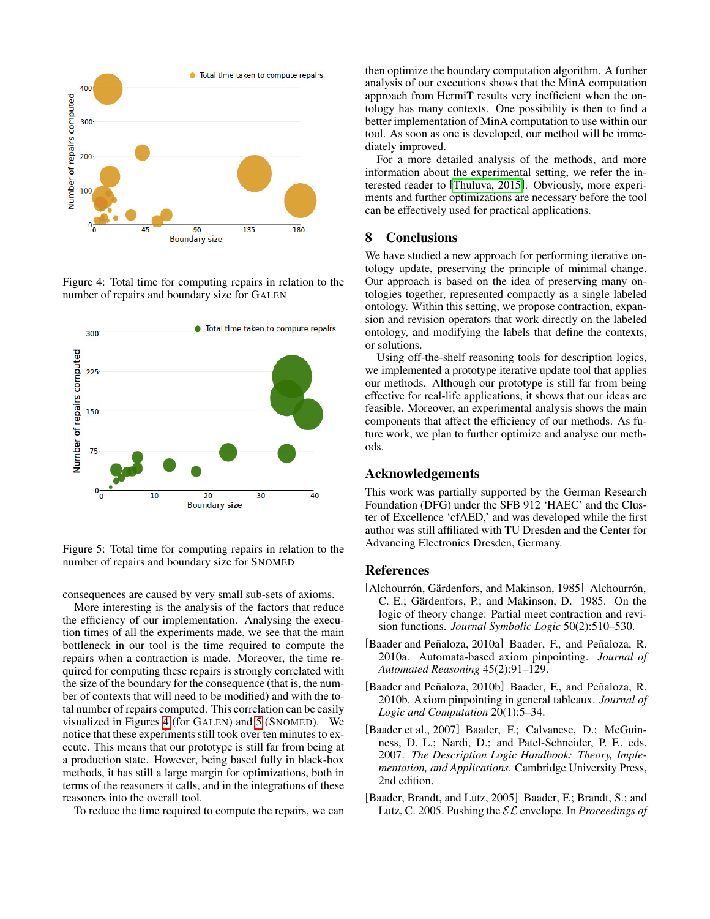Figure 4: Total time for computing repairs in relation to the number of repairs and boundary size for GALEN

Figure 5: Total time for computing repairs in relation to the number of repairs and boundary size for SNOMED

consequences are caused by very small sub-sets of axioms.

More interesting is the analysis of the factors that reduce the efficiency of our implementation. Analysing the execution times of all the experiments made, we see that the main bottleneck in our tool is the time required to compute the repairs when a contraction is made. Moreover, the time required for computing these repairs is strongly correlated with the size of the boundary for the consequence (that is, the number of contexts that will need to be modified) and with the total number of repairs computed. This correlation can be easily visualized in Figures 4 (for GALEN) and 5 (SNOMED). We notice that these experiments still took over ten minutes to execute. This means that our prototype is still far from being at a production state. However, being based fully in black-box methods, it has still a large margin for optimizations, both in terms of the reasoners it calls, and in the integrations of these reasoners into the overall tool.

To reduce the time required to compute the repairs, we can then optimize the boundary computation algorithm. A further analysis of our executions shows that the MinA computation approach from HermiT results very inefficient when the ontology has many contexts. One possibility is then to find a better implementation of MinA computation to use within our tool. As soon as one is developed, our method will be immediately improved.

For a more detailed analysis of the methods, and more information about the experimental setting, we refer the interested reader to [Thuluva, 2015]. Obviously, more experiments and further optimizations are necessary before the tool can be effectively used for practical applications.

## 8 Conclusions

We have studied a new approach for performing iterative ontology update, preserving the principle of minimal change. Our approach is based on the idea of preserving many ontologies together, represented compactly as a single labeled ontology. Within this setting, we propose contraction, expansion and revision operators that work directly on the labeled ontology, and modifying the labels that define the contexts, or solutions.

Using off-the-shelf reasoning tools for description logics, we implemented a prototype iterative update tool that applies our methods. Although our prototype is still far from being effective for real-life applications, it shows that our ideas are feasible. Moreover, an experimental analysis shows the main components that affect the efficiency of our methods. As future work, we plan to further optimize and analyse our methods.

## Acknowledgements

This work was partially supported by the German Research Foundation (DFG) under the SFB 912 'HAEC' and the Cluster of Excellence 'cfAED,' and was developed while the first author was still affiliated with TU Dresden and the Center for Advancing Electronics Dresden, Germany.

## References

[Alchourrón, Gärdenfors, and Makinson, 1985] Alchourrón, C. E.; Gärdenfors, P.; and Makinson, D. 1985. On the logic of theory change: Partial meet contraction and revision functions. *Journal Symbolic Logic* 50(2):510–530.

[Baader and Peñaloza, 2010a] Baader, F., and Peñaloza, R. 2010a. Automata-based axiom pinpointing. *Journal of Automated Reasoning* 45(2):91–129.

[Baader and Peñaloza, 2010b] Baader, F., and Peñaloza, R. 2010b. Axiom pinpointing in general tableaux. *Journal of Logic and Computation* 20(1):5–34.

[Baader et al., 2007] Baader, F.; Calvanese, D.; McGuinness, D. L.; Nardi, D.; and Patel-Schneider, P. F., eds. 2007. *The Description Logic Handbook: Theory, Implementation, and Applications*. Cambridge University Press, 2nd edition.

[Baader, Brandt, and Lutz, 2005] Baader, F.; Brandt, S.; and Lutz, C. 2005. Pushing the $\mathcal{EL}$ envelope. In *Proceedings of*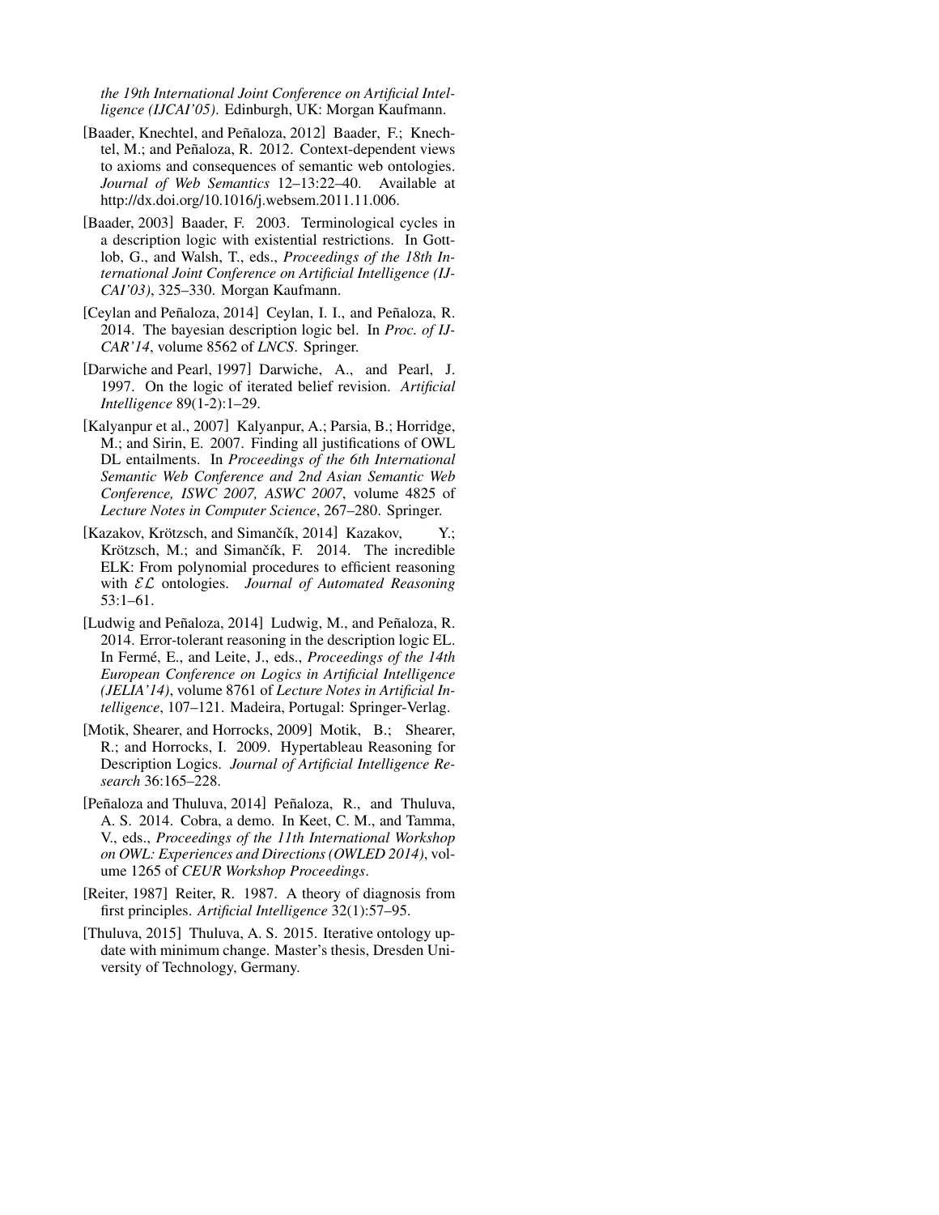*the 19th International Joint Conference on Artificial Intelligence (IJCAI'05)*. Edinburgh, UK: Morgan Kaufmann.

[Baader, Knechtel, and Peñaloza, 2012] Baader, F.; Knechtel, M.; and Peñaloza, R. 2012. Context-dependent views to axioms and consequences of semantic web ontologies. *Journal of Web Semantics* 12–13:22–40. Available at http://dx.doi.org/10.1016/j.websem.2011.11.006.

[Baader, 2003] Baader, F. 2003. Terminological cycles in a description logic with existential restrictions. In Gottlob, G., and Walsh, T., eds., *Proceedings of the 18th International Joint Conference on Artificial Intelligence (IJCAI'03)*, 325–330. Morgan Kaufmann.

[Ceylan and Peñaloza, 2014] Ceylan, I. I., and Peñaloza, R. 2014. The bayesian description logic bel. In *Proc. of IJCAR'14*, volume 8562 of *LNCS*. Springer.

[Darwiche and Pearl, 1997] Darwiche, A., and Pearl, J. 1997. On the logic of iterated belief revision. *Artificial Intelligence* 89(1-2):1–29.

[Kalyanpur et al., 2007] Kalyanpur, A.; Parsia, B.; Horridge, M.; and Sirin, E. 2007. Finding all justifications of OWL DL entailments. In *Proceedings of the 6th International Semantic Web Conference and 2nd Asian Semantic Web Conference, ISWC 2007, ASWC 2007*, volume 4825 of *Lecture Notes in Computer Science*, 267–280. Springer.

[Kazakov, Krötzsch, and Simančík, 2014] Kazakov, Y.; Krötzsch, M.; and Simančík, F. 2014. The incredible ELK: From polynomial procedures to efficient reasoning with $\mathcal{EL}$ ontologies. *Journal of Automated Reasoning* 53:1–61.

[Ludwig and Peñaloza, 2014] Ludwig, M., and Peñaloza, R. 2014. Error-tolerant reasoning in the description logic EL. In Fermé, E., and Leite, J., eds., *Proceedings of the 14th European Conference on Logics in Artificial Intelligence (JELIA'14)*, volume 8761 of *Lecture Notes in Artificial Intelligence*, 107–121. Madeira, Portugal: Springer-Verlag.

[Motik, Shearer, and Horrocks, 2009] Motik, B.; Shearer, R.; and Horrocks, I. 2009. Hypertableau Reasoning for Description Logics. *Journal of Artificial Intelligence Research* 36:165–228.

[Peñaloza and Thuluva, 2014] Peñaloza, R., and Thuluva, A. S. 2014. Cobra, a demo. In Keet, C. M., and Tamma, V., eds., *Proceedings of the 11th International Workshop on OWL: Experiences and Directions (OWLED 2014)*, volume 1265 of *CEUR Workshop Proceedings*.

[Reiter, 1987] Reiter, R. 1987. A theory of diagnosis from first principles. *Artificial Intelligence* 32(1):57–95.

[Thuluva, 2015] Thuluva, A. S. 2015. Iterative ontology update with minimum change. Master's thesis, Dresden University of Technology, Germany.